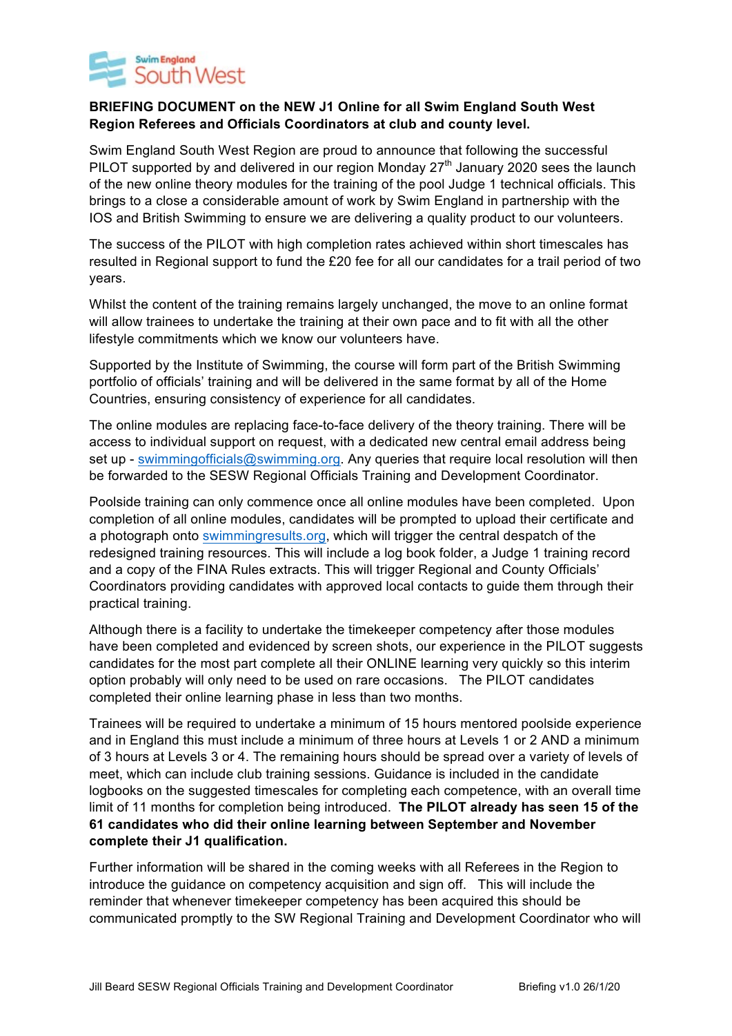**BRIEFING DOCUMENT on the NEW J1 Online for all Swim England South West Region Referees and Officials Coordinators at club and county level.**

Swim England South West Region are proud to announce that following the successful PILOT supported by and delivered in our region Monday 27th January 2020 sees the launch of the new online theory modules for the training of the pool Judge 1 technical officials. This brings to a close a considerable amount of work by Swim England in partnership with the IOS and British Swimming to ensure we are delivering a quality product to our volunteers.

The success of the PILOT with high completion rates achieved within short timescales has resulted in Regional support to fund the £20 fee for all our candidates for a trail period of two years.

Whilst the content of the training remains largely unchanged, the move to an online format will allow trainees to undertake the training at their own pace and to fit with all the other lifestyle commitments which we know our volunteers have.

Supported by the Institute of Swimming, the course will form part of the British Swimming portfolio of officials' training and will be delivered in the same format by all of the Home Countries, ensuring consistency of experience for all candidates.

The online modules are replacing face-to-face delivery of the theory training. There will be access to individual support on request, with a dedicated new central email address being set up - swimmingofficials@swimming.org. Any queries that require local resolution will then be forwarded to the SESW Regional Officials Training and Development Coordinator.

Poolside training can only commence once all online modules have been completed. Upon completion of all online modules, candidates will be prompted to upload their certificate and a photograph onto swimmingresults.org, which will trigger the central despatch of the redesigned training resources. This will include a log book folder, a Judge 1 training record and a copy of the FINA Rules extracts. This will trigger Regional and County Officials' Coordinators providing candidates with approved local contacts to guide them through their practical training.

Although there is a facility to undertake the timekeeper competency after those modules have been completed and evidenced by screen shots, our experience in the PILOT suggests candidates for the most part complete all their ONLINE learning very quickly so this interim option probably will only need to be used on rare occasions. The PILOT candidates completed their online learning phase in less than two months.

Trainees will be required to undertake a minimum of 15 hours mentored poolside experience and in England this must include a minimum of three hours at Levels 1 or 2 AND a minimum of 3 hours at Levels 3 or 4. The remaining hours should be spread over a variety of levels of meet, which can include club training sessions. Guidance is included in the candidate logbooks on the suggested timescales for completing each competence, with an overall time limit of 11 months for completion being introduced. **The PILOT already has seen 15 of the 61 candidates who did their online learning between September and November complete their J1 qualification.**

Further information will be shared in the coming weeks with all Referees in the Region to introduce the guidance on competency acquisition and sign off. This will include the reminder that whenever timekeeper competency has been acquired this should be communicated promptly to the SW Regional Training and Development Coordinator who will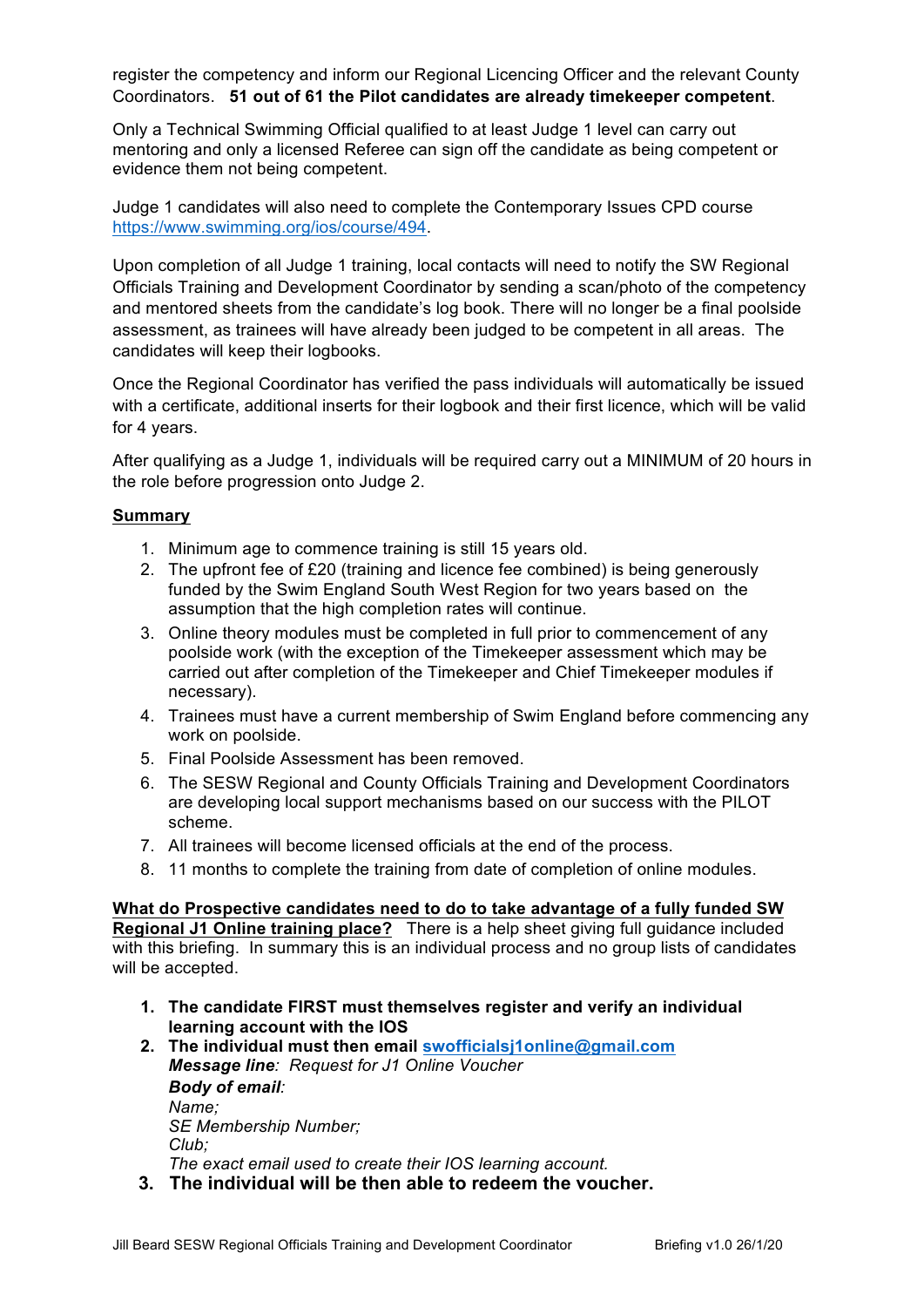register the competency and inform our Regional Licencing Officer and the relevant County Coordinators. **51 out of 61 the Pilot candidates are already timekeeper competent**.

Only a Technical Swimming Official qualified to at least Judge 1 level can carry out mentoring and only a licensed Referee can sign off the candidate as being competent or evidence them not being competent.

Judge 1 candidates will also need to complete the Contemporary Issues CPD course https://www.swimming.org/ios/course/494.

Upon completion of all Judge 1 training, local contacts will need to notify the SW Regional Officials Training and Development Coordinator by sending a scan/photo of the competency and mentored sheets from the candidate's log book. There will no longer be a final poolside assessment, as trainees will have already been judged to be competent in all areas. The candidates will keep their logbooks.

Once the Regional Coordinator has verified the pass individuals will automatically be issued with a certificate, additional inserts for their logbook and their first licence, which will be valid for 4 years.

After qualifying as a Judge 1, individuals will be required carry out a MINIMUM of 20 hours in the role before progression onto Judge 2.

## Summary

1. Minimum age to commence training is still 15 years old.
2. The upfront fee of £20 (training and licence fee combined) is being generously funded by the Swim England South West Region for two years based on the assumption that the high completion rates will continue.
3. Online theory modules must be completed in full prior to commencement of any poolside work (with the exception of the Timekeeper assessment which may be carried out after completion of the Timekeeper and Chief Timekeeper modules if necessary).
4. Trainees must have a current membership of Swim England before commencing any work on poolside.
5. Final Poolside Assessment has been removed.
6. The SESW Regional and County Officials Training and Development Coordinators are developing local support mechanisms based on our success with the PILOT scheme.
7. All trainees will become licensed officials at the end of the process.
8. 11 months to complete the training from date of completion of online modules.

**What do Prospective candidates need to do to take advantage of a fully funded SW Regional J1 Online training place?** There is a help sheet giving full guidance included with this briefing. In summary this is an individual process and no group lists of candidates will be accepted.

1. **The candidate FIRST must themselves register and verify an individual learning account with the IOS**
2. **The individual must then email swofficialsj1online@gmail.com**
   ***Message line**: Request for J1 Online Voucher*
   ***Body of email**:*
   *Name;*
   *SE Membership Number;*
   *Club;*
   *The exact email used to create their IOS learning account.*
3. **The individual will be then able to redeem the voucher.**

Jill Beard SESW Regional Officials Training and Development Coordinator Briefing v1.0 26/1/20